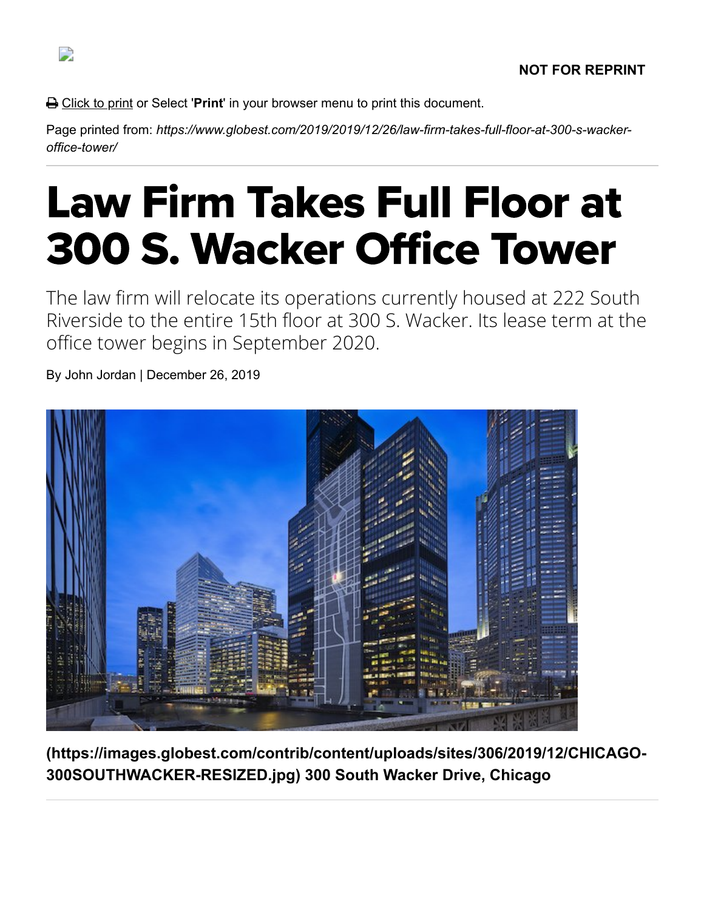NOT FOR REPRINT

Click to print or Select '**Print**' in your browser menu to print this document.

Page printed from: *https://www.globest.com/2019/2019/12/26/law-firm-takes-full-floor-at-300-s-wacker-office-tower/*

# Law Firm Takes Full Floor at 300 S. Wacker Office Tower

The law firm will relocate its operations currently housed at 222 South Riverside to the entire 15th floor at 300 S. Wacker. Its lease term at the office tower begins in September 2020.

By John Jordan | December 26, 2019

**(https://images.globest.com/contrib/content/uploads/sites/306/2019/12/CHICAGO-300SOUTHWACKER-RESIZED.jpg) 300 South Wacker Drive, Chicago**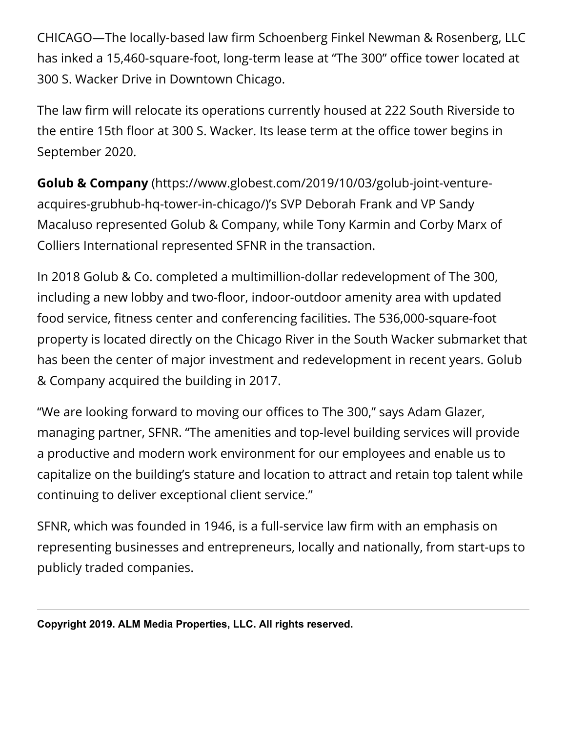CHICAGO—The locally-based law firm Schoenberg Finkel Newman & Rosenberg, LLC has inked a 15,460-square-foot, long-term lease at “The 300” office tower located at 300 S. Wacker Drive in Downtown Chicago.

The law firm will relocate its operations currently housed at 222 South Riverside to the entire 15th floor at 300 S. Wacker. Its lease term at the office tower begins in September 2020.

**Golub & Company** (https://www.globest.com/2019/10/03/golub-joint-venture-acquires-grubhub-hq-tower-in-chicago/)’s SVP Deborah Frank and VP Sandy Macaluso represented Golub & Company, while Tony Karmin and Corby Marx of Colliers International represented SFNR in the transaction.

In 2018 Golub & Co. completed a multimillion-dollar redevelopment of The 300, including a new lobby and two-floor, indoor-outdoor amenity area with updated food service, fitness center and conferencing facilities. The 536,000-square-foot property is located directly on the Chicago River in the South Wacker submarket that has been the center of major investment and redevelopment in recent years. Golub & Company acquired the building in 2017.

“We are looking forward to moving our offices to The 300,” says Adam Glazer, managing partner, SFNR. “The amenities and top-level building services will provide a productive and modern work environment for our employees and enable us to capitalize on the building’s stature and location to attract and retain top talent while continuing to deliver exceptional client service.”

SFNR, which was founded in 1946, is a full-service law firm with an emphasis on representing businesses and entrepreneurs, locally and nationally, from start-ups to publicly traded companies.

---

**Copyright 2019. ALM Media Properties, LLC. All rights reserved.**